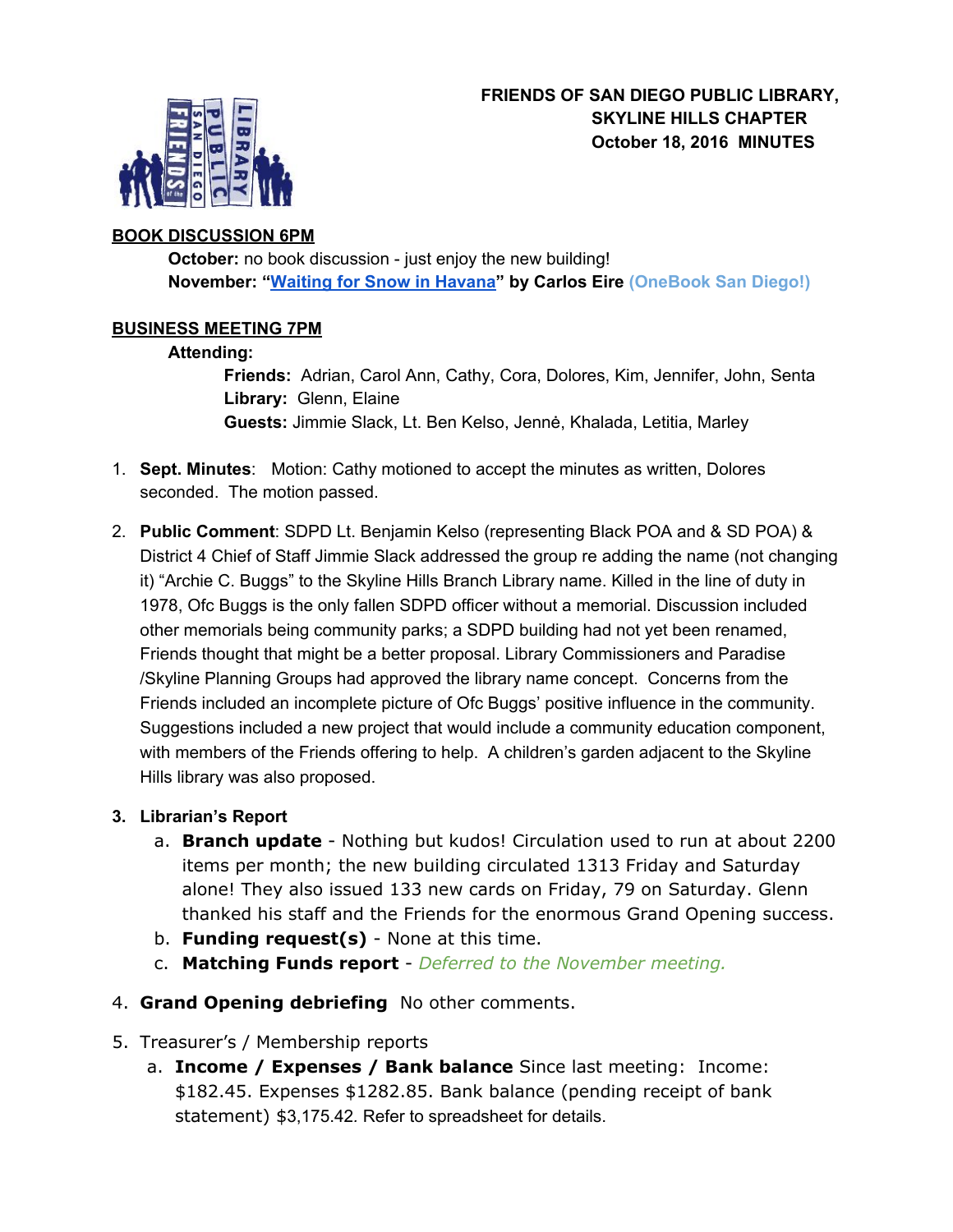# FRIENDS OF SAN DIEGO PUBLIC LIBRARY, SKYLINE HILLS CHAPTER
## October 18, 2016 MINUTES

**BOOK DISCUSSION 6PM**

**October:** no book discussion - just enjoy the new building!
**November: "Waiting for Snow in Havana" by Carlos Eire (OneBook San Diego!)**

**BUSINESS MEETING 7PM**

**Attending:**

**Friends:** Adrian, Carol Ann, Cathy, Cora, Dolores, Kim, Jennifer, John, Senta
**Library:** Glenn, Elaine
**Guests:** Jimmie Slack, Lt. Ben Kelso, Jennė, Khalada, Letitia, Marley

1. **Sept. Minutes**: Motion: Cathy motioned to accept the minutes as written, Dolores seconded. The motion passed.

2. **Public Comment**: SDPD Lt. Benjamin Kelso (representing Black POA and & SD POA) & District 4 Chief of Staff Jimmie Slack addressed the group re adding the name (not changing it) "Archie C. Buggs" to the Skyline Hills Branch Library name. Killed in the line of duty in 1978, Ofc Buggs is the only fallen SDPD officer without a memorial. Discussion included other memorials being community parks; a SDPD building had not yet been renamed, Friends thought that might be a better proposal. Library Commissioners and Paradise /Skyline Planning Groups had approved the library name concept. Concerns from the Friends included an incomplete picture of Ofc Buggs' positive influence in the community. Suggestions included a new project that would include a community education component, with members of the Friends offering to help. A children's garden adjacent to the Skyline Hills library was also proposed.

3. **Librarian's Report**
   a. **Branch update** - Nothing but kudos! Circulation used to run at about 2200 items per month; the new building circulated 1313 Friday and Saturday alone! They also issued 133 new cards on Friday, 79 on Saturday. Glenn thanked his staff and the Friends for the enormous Grand Opening success.
   b. **Funding request(s)** - None at this time.
   c. **Matching Funds report** - *Deferred to the November meeting.*

4. **Grand Opening debriefing** No other comments.

5. Treasurer's / Membership reports
   a. **Income / Expenses / Bank balance** Since last meeting: Income: $182.45. Expenses $1282.85. Bank balance (pending receipt of bank statement) $3,175.42. Refer to spreadsheet for details.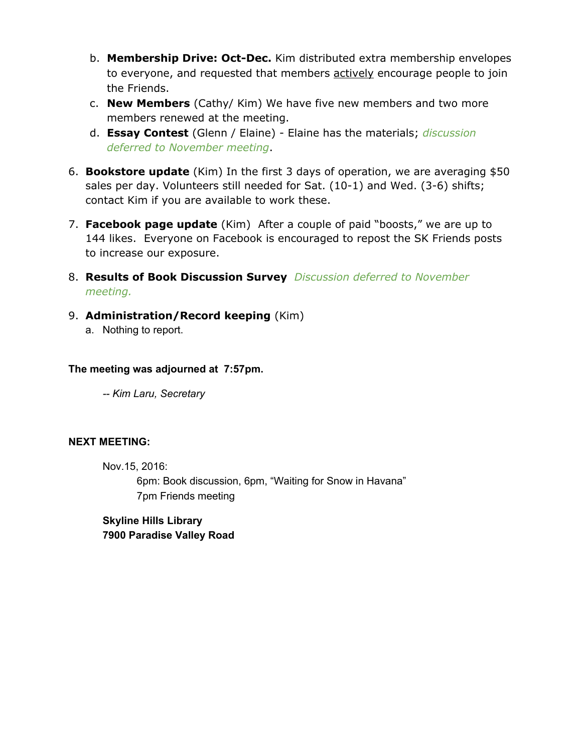b. **Membership Drive: Oct-Dec.** Kim distributed extra membership envelopes to everyone, and requested that members <u>actively</u> encourage people to join the Friends.

c. **New Members** (Cathy/ Kim) We have five new members and two more members renewed at the meeting.

d. **Essay Contest** (Glenn / Elaine) - Elaine has the materials; *discussion deferred to November meeting*.

6. **Bookstore update** (Kim) In the first 3 days of operation, we are averaging $50 sales per day. Volunteers still needed for Sat. (10-1) and Wed. (3-6) shifts; contact Kim if you are available to work these.

7. **Facebook page update** (Kim) After a couple of paid "boosts," we are up to 144 likes. Everyone on Facebook is encouraged to repost the SK Friends posts to increase our exposure.

8. **Results of Book Discussion Survey** *Discussion deferred to November meeting.*

9. **Administration/Record keeping** (Kim)
   a. Nothing to report.

**The meeting was adjourned at 7:57pm.**

*-- Kim Laru, Secretary*

**NEXT MEETING:**

Nov.15, 2016:

6pm: Book discussion, 6pm, "Waiting for Snow in Havana"

7pm Friends meeting

**Skyline Hills Library**
**7900 Paradise Valley Road**